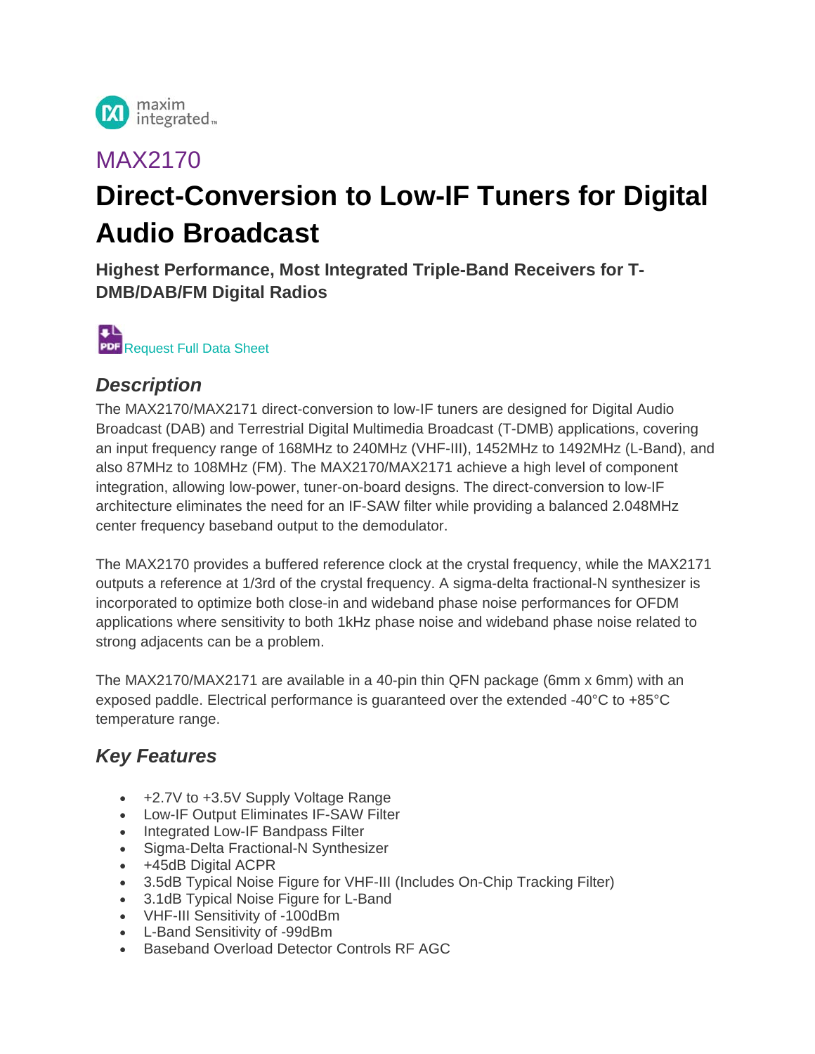maxim integrated

# MAX2170

# Direct-Conversion to Low-IF Tuners for Digital Audio Broadcast

### Highest Performance, Most Integrated Triple-Band Receivers for T-DMB/DAB/FM Digital Radios

Request Full Data Sheet

## *Description*

The MAX2170/MAX2171 direct-conversion to low-IF tuners are designed for Digital Audio Broadcast (DAB) and Terrestrial Digital Multimedia Broadcast (T-DMB) applications, covering an input frequency range of 168MHz to 240MHz (VHF-III), 1452MHz to 1492MHz (L-Band), and also 87MHz to 108MHz (FM). The MAX2170/MAX2171 achieve a high level of component integration, allowing low-power, tuner-on-board designs. The direct-conversion to low-IF architecture eliminates the need for an IF-SAW filter while providing a balanced 2.048MHz center frequency baseband output to the demodulator.

The MAX2170 provides a buffered reference clock at the crystal frequency, while the MAX2171 outputs a reference at 1/3rd of the crystal frequency. A sigma-delta fractional-N synthesizer is incorporated to optimize both close-in and wideband phase noise performances for OFDM applications where sensitivity to both 1kHz phase noise and wideband phase noise related to strong adjacents can be a problem.

The MAX2170/MAX2171 are available in a 40-pin thin QFN package (6mm x 6mm) with an exposed paddle. Electrical performance is guaranteed over the extended -40°C to +85°C temperature range.

## *Key Features*

- +2.7V to +3.5V Supply Voltage Range
- Low-IF Output Eliminates IF-SAW Filter
- Integrated Low-IF Bandpass Filter
- Sigma-Delta Fractional-N Synthesizer
- +45dB Digital ACPR
- 3.5dB Typical Noise Figure for VHF-III (Includes On-Chip Tracking Filter)
- 3.1dB Typical Noise Figure for L-Band
- VHF-III Sensitivity of -100dBm
- L-Band Sensitivity of -99dBm
- Baseband Overload Detector Controls RF AGC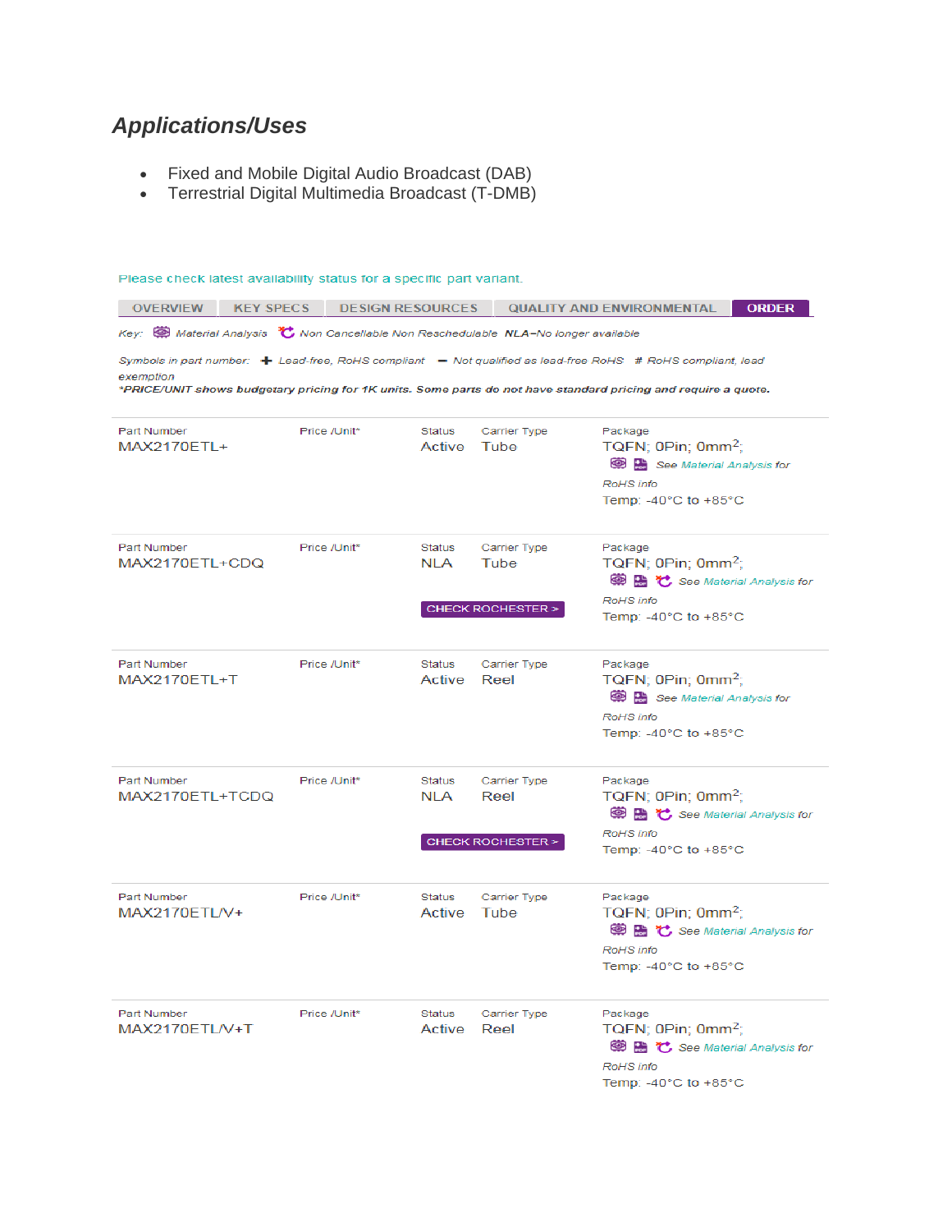## *Applications/Uses*

- Fixed and Mobile Digital Audio Broadcast (DAB)
- Terrestrial Digital Multimedia Broadcast (T-DMB)

Please check latest availability status for a specific part variant.

OVERVIEW | KEY SPECS | DESIGN RESOURCES | QUALITY AND ENVIRONMENTAL | ORDER

*Key: Material Analysis   Non Cancellable Non Reschedulable  NLA–No longer available*

*Symbols in part number: + Lead-free, RoHS compliant  – Not qualified as lead-free RoHS  # RoHS compliant, lead exemption*

***PRICE/UNIT shows budgetary pricing for 1K units. Some parts do not have standard pricing and require a quote.***

| Part Number | Price /Unit* | Status | Carrier Type | Package |
|---|---|---|---|---|
| MAX2170ETL+ | | Active | Tube | TQFN; 0Pin; 0mm$^2$; *See Material Analysis for RoHS info* Temp: -40°C to +85°C |
| MAX2170ETL+CDQ | | NLA (CHECK ROCHESTER >) | Tube | TQFN; 0Pin; 0mm$^2$; *See Material Analysis for RoHS info* Temp: -40°C to +85°C |
| MAX2170ETL+T | | Active | Reel | TQFN; 0Pin; 0mm$^2$; *See Material Analysis for RoHS info* Temp: -40°C to +85°C |
| MAX2170ETL+TCDQ | | NLA (CHECK ROCHESTER >) | Reel | TQFN; 0Pin; 0mm$^2$; *See Material Analysis for RoHS info* Temp: -40°C to +85°C |
| MAX2170ETL/V+ | | Active | Tube | TQFN; 0Pin; 0mm$^2$; *See Material Analysis for RoHS info* Temp: -40°C to +85°C |
| MAX2170ETL/V+T | | Active | Reel | TQFN; 0Pin; 0mm$^2$; *See Material Analysis for RoHS info* Temp: -40°C to +85°C |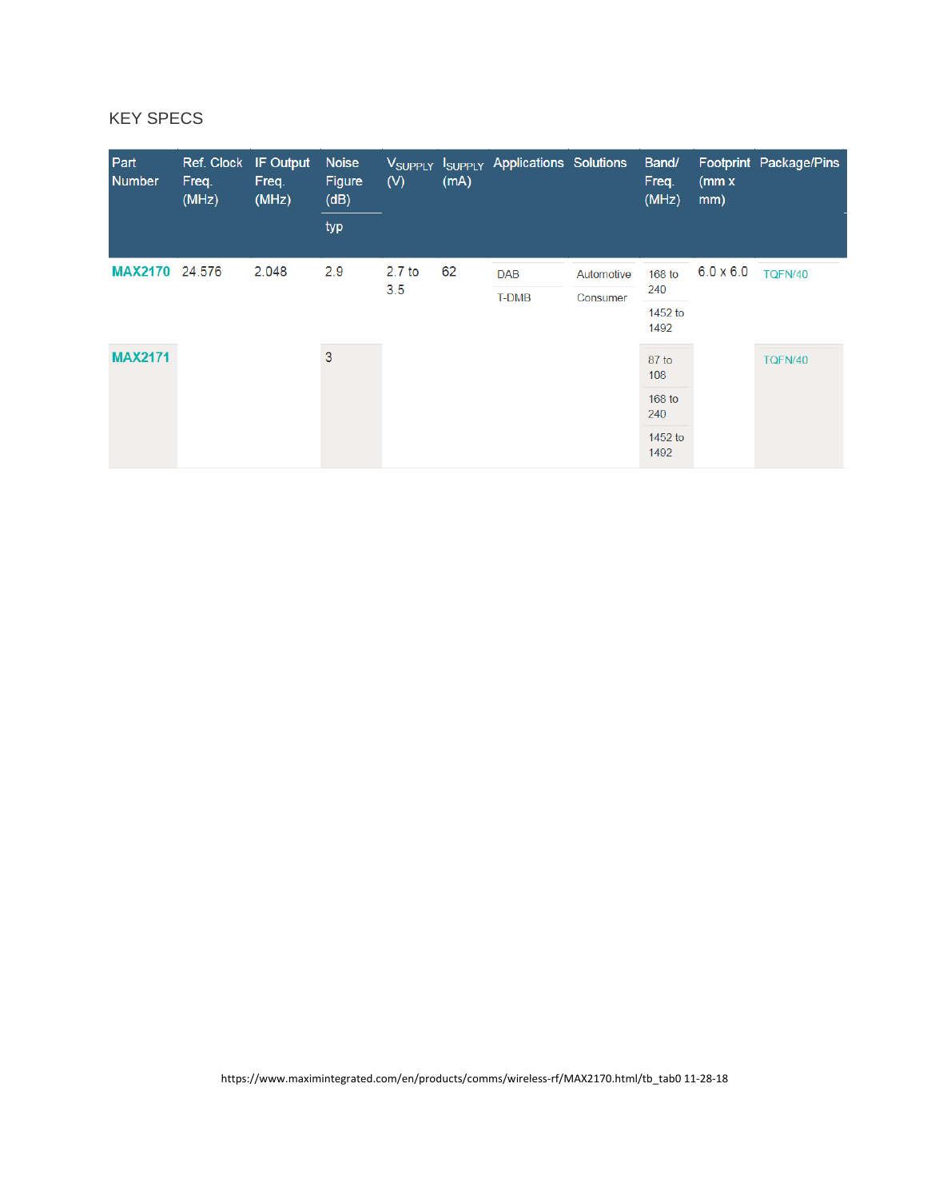KEY SPECS

| Part Number | Ref. Clock Freq. (MHz) | IF Output Freq. (MHz) | Noise Figure (dB) typ | $V_{SUPPLY}$ (V) | $I_{SUPPLY}$ (mA) | Applications | Solutions | Band/ Freq. (MHz) | Footprint (mm x mm) | Package/Pins |
|---|---|---|---|---|---|---|---|---|---|---|
| **MAX2170** | 24.576 | 2.048 | 2.9 | 2.7 to 3.5 | 62 | DAB<br>T-DMB | Automotive<br>Consumer | 168 to 240<br>1452 to 1492 | 6.0 x 6.0 | TQFN/40 |
| **MAX2171** | | | 3 | | | | | 87 to 108<br>168 to 240<br>1452 to 1492 | | TQFN/40 |

https://www.maximintegrated.com/en/products/comms/wireless-rf/MAX2170.html/tb_tab0 11-28-18